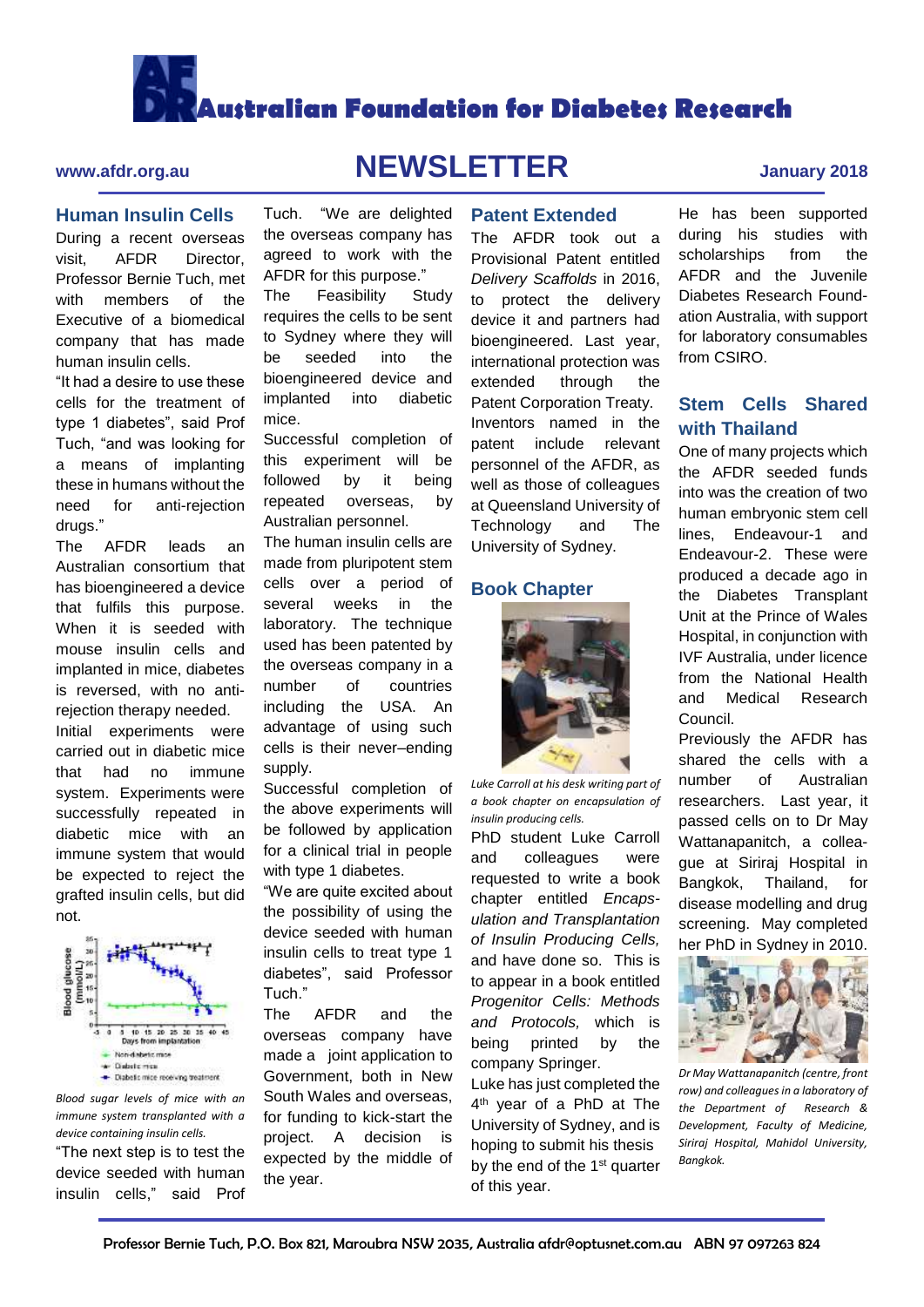# Australian Foundation for Diabetes Research

www.afdr.org.au

# NEWSLETTER

January 2018

## Human Insulin Cells

During a recent overseas visit, AFDR Director, Professor Bernie Tuch, met with members of the Executive of a biomedical company that has made human insulin cells.

"It had a desire to use these cells for the treatment of type 1 diabetes", said Prof Tuch, "and was looking for a means of implanting these in humans without the need for anti-rejection drugs."

The AFDR leads an Australian consortium that has bioengineered a device that fulfils this purpose. When it is seeded with mouse insulin cells and implanted in mice, diabetes is reversed, with no anti-rejection therapy needed.

Initial experiments were carried out in diabetic mice that had no immune system. Experiments were successfully repeated in diabetic mice with an immune system that would be expected to reject the grafted insulin cells, but did not.

*Blood sugar levels of mice with an immune system transplanted with a device containing insulin cells.*

"The next step is to test the device seeded with human insulin cells," said Prof Tuch. "We are delighted the overseas company has agreed to work with the AFDR for this purpose."

The Feasibility Study requires the cells to be sent to Sydney where they will be seeded into the bioengineered device and implanted into diabetic mice.

Successful completion of this experiment will be followed by it being repeated overseas, by Australian personnel.

The human insulin cells are made from pluripotent stem cells over a period of several weeks in the laboratory. The technique used has been patented by the overseas company in a number of countries including the USA. An advantage of using such cells is their never–ending supply.

Successful completion of the above experiments will be followed by application for a clinical trial in people with type 1 diabetes.

"We are quite excited about the possibility of using the device seeded with human insulin cells to treat type 1 diabetes", said Professor Tuch."

The AFDR and the overseas company have made a joint application to Government, both in New South Wales and overseas, for funding to kick-start the project. A decision is expected by the middle of the year.

## Patent Extended

The AFDR took out a Provisional Patent entitled *Delivery Scaffolds* in 2016, to protect the delivery device it and partners had bioengineered. Last year, international protection was extended through the Patent Corporation Treaty. Inventors named in the patent include relevant personnel of the AFDR, as well as those of colleagues at Queensland University of Technology and The University of Sydney.

## Book Chapter

*Luke Carroll at his desk writing part of a book chapter on encapsulation of insulin producing cells.*

PhD student Luke Carroll and colleagues were requested to write a book chapter entitled *Encapsulation and Transplantation of Insulin Producing Cells,* and have done so. This is to appear in a book entitled *Progenitor Cells: Methods and Protocols,* which is being printed by the company Springer.

Luke has just completed the 4th year of a PhD at The University of Sydney, and is hoping to submit his thesis by the end of the 1st quarter of this year.

He has been supported during his studies with scholarships from the AFDR and the Juvenile Diabetes Research Foundation Australia, with support for laboratory consumables from CSIRO.

## Stem Cells Shared with Thailand

One of many projects which the AFDR seeded funds into was the creation of two human embryonic stem cell lines, Endeavour-1 and Endeavour-2. These were produced a decade ago in the Diabetes Transplant Unit at the Prince of Wales Hospital, in conjunction with IVF Australia, under licence from the National Health and Medical Research Council.

Previously the AFDR has shared the cells with a number of Australian researchers. Last year, it passed cells on to Dr May Wattanapanitch, a colleague at Siriraj Hospital in Bangkok, Thailand, for disease modelling and drug screening. May completed her PhD in Sydney in 2010.

*Dr May Wattanapanitch (centre, front row) and colleagues in a laboratory of the Department of Research & Development, Faculty of Medicine, Siriraj Hospital, Mahidol University, Bangkok.*

Professor Bernie Tuch, P.O. Box 821, Maroubra NSW 2035, Australia afdr@optusnet.com.au ABN 97 097263 824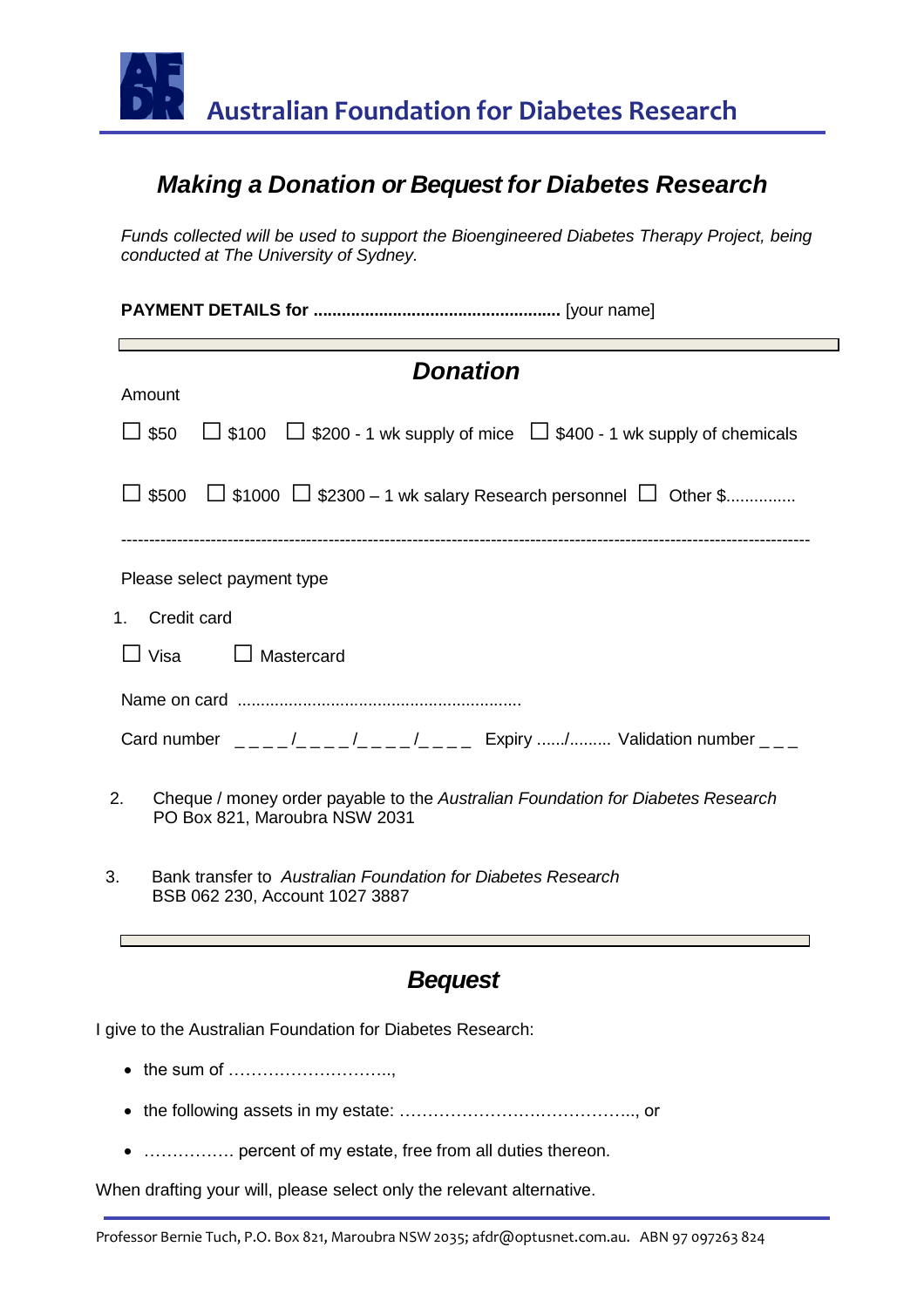# Australian Foundation for Diabetes Research

## *Making a Donation or Bequest for Diabetes Research*

*Funds collected will be used to support the Bioengineered Diabetes Therapy Project, being conducted at The University of Sydney.*

**PAYMENT DETAILS for ....................................................** [your name]

## *Donation*

Amount

☐ $50 ☐ $100 ☐ $200 - 1 wk supply of mice ☐ $400 - 1 wk supply of chemicals

☐ $500 ☐ $1000 ☐ $2300 – 1 wk salary Research personnel ☐ Other $..............

---

Please select payment type

1. Credit card

☐ Visa ☐ Mastercard

Name on card ............................................................

Card number _ _ _ _/_ _ _ _/_ _ _ _/_ _ _ _ Expiry ....../......... Validation number _ _ _

2. Cheque / money order payable to the *Australian Foundation for Diabetes Research*
   PO Box 821, Maroubra NSW 2031

3. Bank transfer to *Australian Foundation for Diabetes Research*
   BSB 062 230, Account 1027 3887

## *Bequest*

I give to the Australian Foundation for Diabetes Research:

- the sum of ………………………..,
- the following assets in my estate: ………………………………………., or
- ……………. percent of my estate, free from all duties thereon.

When drafting your will, please select only the relevant alternative.

Professor Bernie Tuch, P.O. Box 821, Maroubra NSW 2035; afdr@optusnet.com.au. ABN 97 097263 824